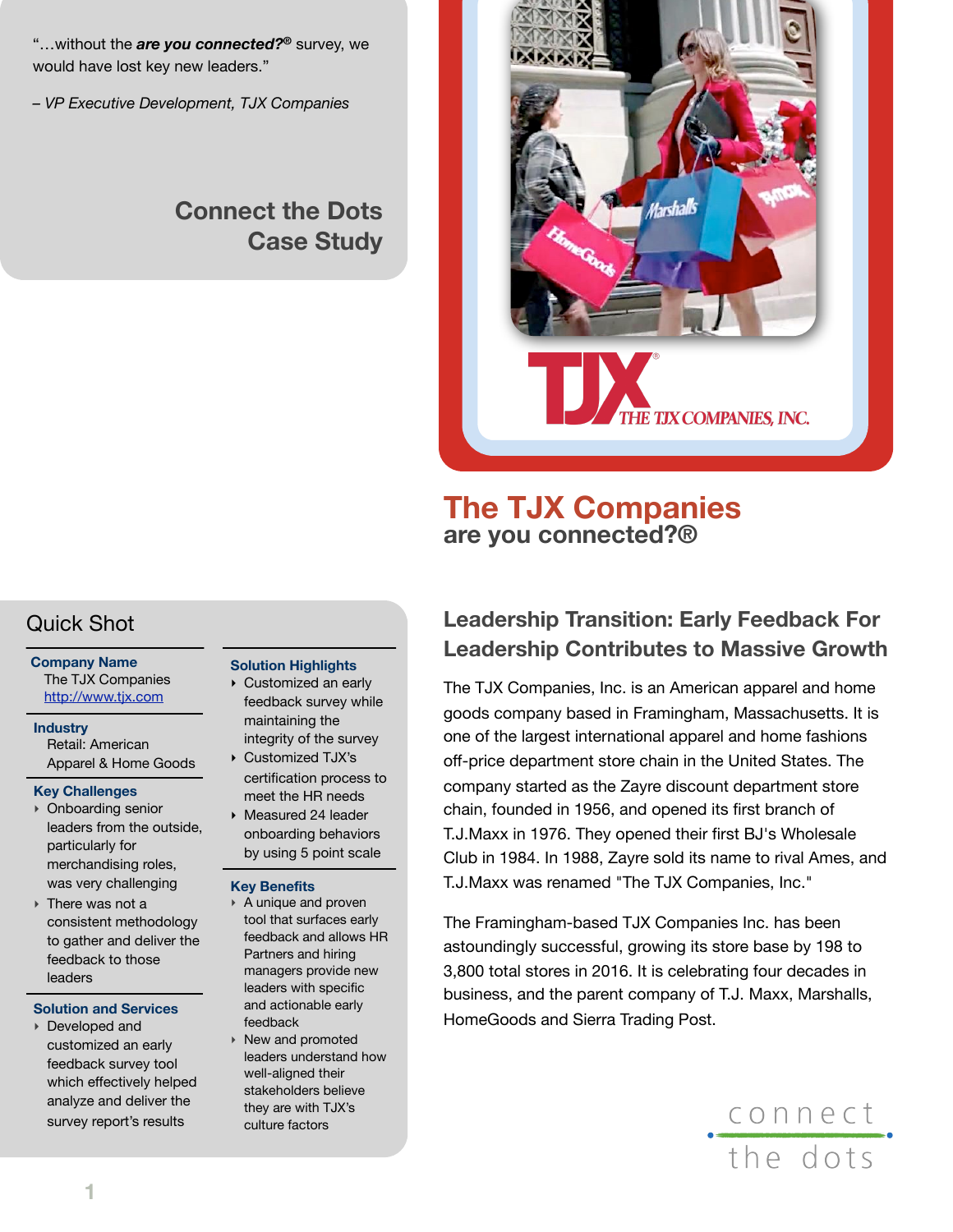"…without the ***are you connected?***® survey, we would have lost key new leaders."

*– VP Executive Development, TJX Companies*

## Connect the Dots Case Study

# The TJX Companies

## are you connected?®

## Leadership Transition: Early Feedback For Leadership Contributes to Massive Growth

The TJX Companies, Inc. is an American apparel and home goods company based in Framingham, Massachusetts. It is one of the largest international apparel and home fashions off-price department store chain in the United States. The company started as the Zayre discount department store chain, founded in 1956, and opened its first branch of T.J.Maxx in 1976. They opened their first BJ's Wholesale Club in 1984. In 1988, Zayre sold its name to rival Ames, and T.J.Maxx was renamed "The TJX Companies, Inc."

The Framingham-based TJX Companies Inc. has been astoundingly successful, growing its store base by 198 to 3,800 total stores in 2016. It is celebrating four decades in business, and the parent company of T.J. Maxx, Marshalls, HomeGoods and Sierra Trading Post.

## Quick Shot

**Company Name**
The TJX Companies
http://www.tjx.com

**Industry**
Retail: American Apparel & Home Goods

**Key Challenges**
- Onboarding senior leaders from the outside, particularly for merchandising roles, was very challenging
- There was not a consistent methodology to gather and deliver the feedback to those leaders

**Solution and Services**
- Developed and customized an early feedback survey tool which effectively helped analyze and deliver the survey report's results

**Solution Highlights**
- Customized an early feedback survey while maintaining the integrity of the survey
- Customized TJX's certification process to meet the HR needs
- Measured 24 leader onboarding behaviors by using 5 point scale

**Key Benefits**
- A unique and proven tool that surfaces early feedback and allows HR Partners and hiring managers provide new leaders with specific and actionable early feedback
- New and promoted leaders understand how well-aligned their stakeholders believe they are with TJX's culture factors

connect the dots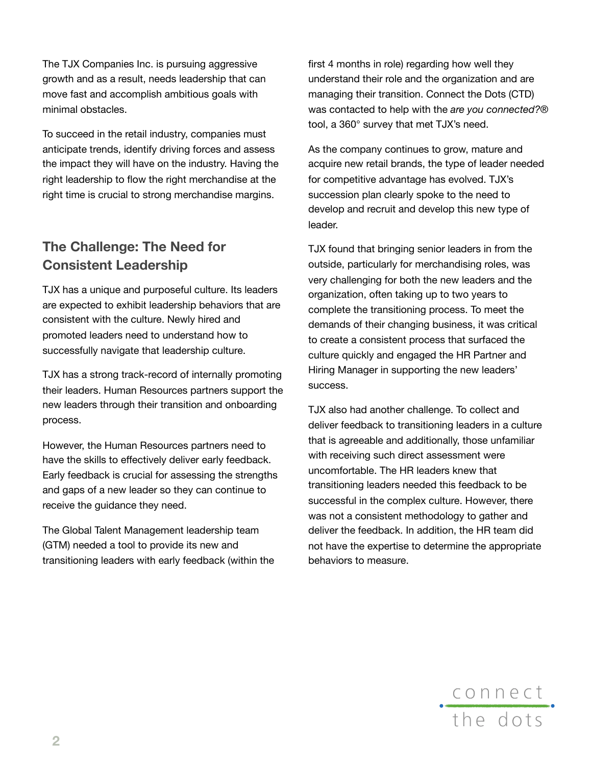The TJX Companies Inc. is pursuing aggressive growth and as a result, needs leadership that can move fast and accomplish ambitious goals with minimal obstacles.

To succeed in the retail industry, companies must anticipate trends, identify driving forces and assess the impact they will have on the industry. Having the right leadership to flow the right merchandise at the right time is crucial to strong merchandise margins.

## The Challenge: The Need for Consistent Leadership

TJX has a unique and purposeful culture. Its leaders are expected to exhibit leadership behaviors that are consistent with the culture. Newly hired and promoted leaders need to understand how to successfully navigate that leadership culture.

TJX has a strong track-record of internally promoting their leaders. Human Resources partners support the new leaders through their transition and onboarding process.

However, the Human Resources partners need to have the skills to effectively deliver early feedback. Early feedback is crucial for assessing the strengths and gaps of a new leader so they can continue to receive the guidance they need.

The Global Talent Management leadership team (GTM) needed a tool to provide its new and transitioning leaders with early feedback (within the first 4 months in role) regarding how well they understand their role and the organization and are managing their transition. Connect the Dots (CTD) was contacted to help with the *are you connected?®* tool, a 360° survey that met TJX's need.

As the company continues to grow, mature and acquire new retail brands, the type of leader needed for competitive advantage has evolved. TJX's succession plan clearly spoke to the need to develop and recruit and develop this new type of leader.

TJX found that bringing senior leaders in from the outside, particularly for merchandising roles, was very challenging for both the new leaders and the organization, often taking up to two years to complete the transitioning process. To meet the demands of their changing business, it was critical to create a consistent process that surfaced the culture quickly and engaged the HR Partner and Hiring Manager in supporting the new leaders' success.

TJX also had another challenge. To collect and deliver feedback to transitioning leaders in a culture that is agreeable and additionally, those unfamiliar with receiving such direct assessment were uncomfortable. The HR leaders knew that transitioning leaders needed this feedback to be successful in the complex culture. However, there was not a consistent methodology to gather and deliver the feedback. In addition, the HR team did not have the expertise to determine the appropriate behaviors to measure.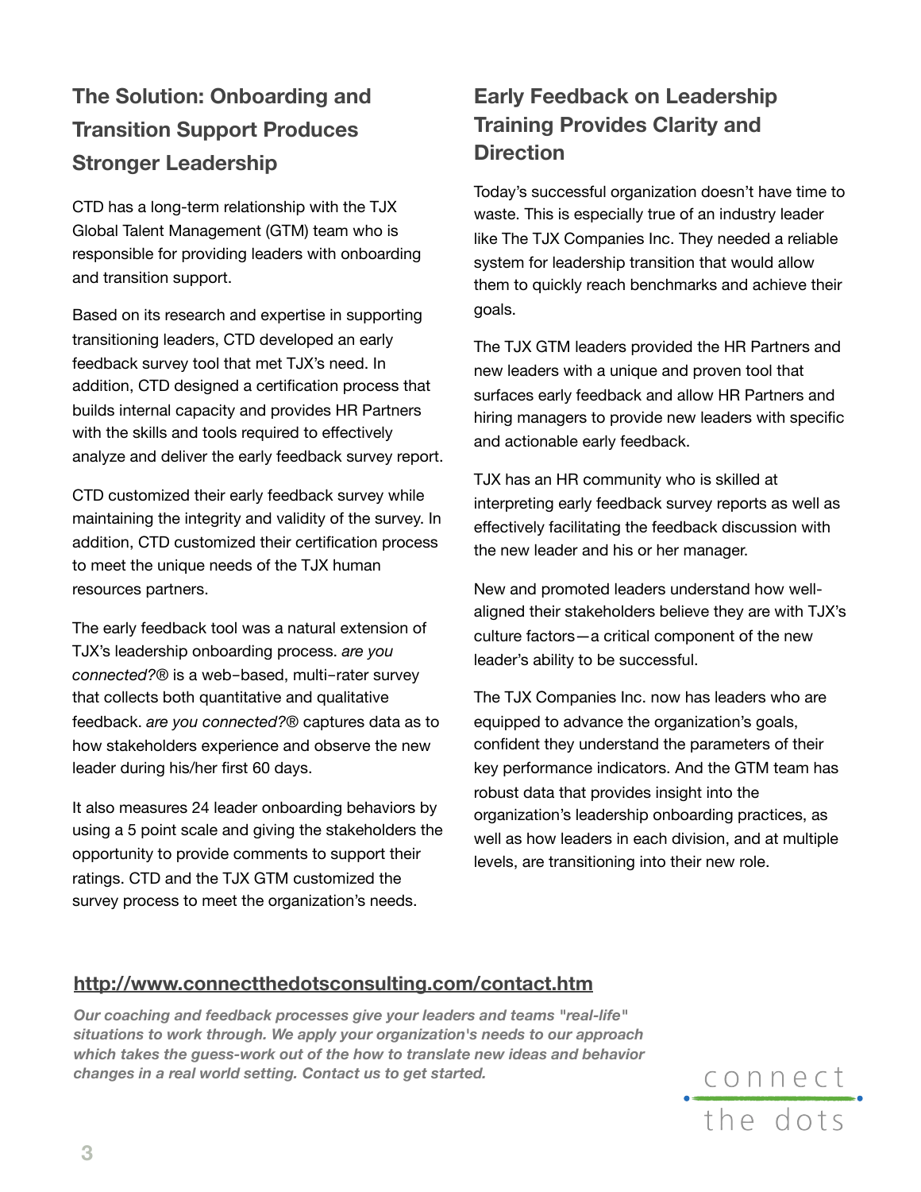## The Solution: Onboarding and Transition Support Produces Stronger Leadership

CTD has a long-term relationship with the TJX Global Talent Management (GTM) team who is responsible for providing leaders with onboarding and transition support.

Based on its research and expertise in supporting transitioning leaders, CTD developed an early feedback survey tool that met TJX's need. In addition, CTD designed a certification process that builds internal capacity and provides HR Partners with the skills and tools required to effectively analyze and deliver the early feedback survey report.

CTD customized their early feedback survey while maintaining the integrity and validity of the survey. In addition, CTD customized their certification process to meet the unique needs of the TJX human resources partners.

The early feedback tool was a natural extension of TJX's leadership onboarding process. *are you connected?®* is a web-based, multi-rater survey that collects both quantitative and qualitative feedback. *are you connected?®* captures data as to how stakeholders experience and observe the new leader during his/her first 60 days.

It also measures 24 leader onboarding behaviors by using a 5 point scale and giving the stakeholders the opportunity to provide comments to support their ratings. CTD and the TJX GTM customized the survey process to meet the organization's needs.

## Early Feedback on Leadership Training Provides Clarity and Direction

Today's successful organization doesn't have time to waste. This is especially true of an industry leader like The TJX Companies Inc. They needed a reliable system for leadership transition that would allow them to quickly reach benchmarks and achieve their goals.

The TJX GTM leaders provided the HR Partners and new leaders with a unique and proven tool that surfaces early feedback and allow HR Partners and hiring managers to provide new leaders with specific and actionable early feedback.

TJX has an HR community who is skilled at interpreting early feedback survey reports as well as effectively facilitating the feedback discussion with the new leader and his or her manager.

New and promoted leaders understand how well-aligned their stakeholders believe they are with TJX's culture factors—a critical component of the new leader's ability to be successful.

The TJX Companies Inc. now has leaders who are equipped to advance the organization's goals, confident they understand the parameters of their key performance indicators. And the GTM team has robust data that provides insight into the organization's leadership onboarding practices, as well as how leaders in each division, and at multiple levels, are transitioning into their new role.

**http://www.connectthedotsconsulting.com/contact.htm**

***Our coaching and feedback processes give your leaders and teams "real-life" situations to work through. We apply your organization's needs to our approach which takes the guess-work out of the how to translate new ideas and behavior changes in a real world setting. Contact us to get started.***

connect the dots